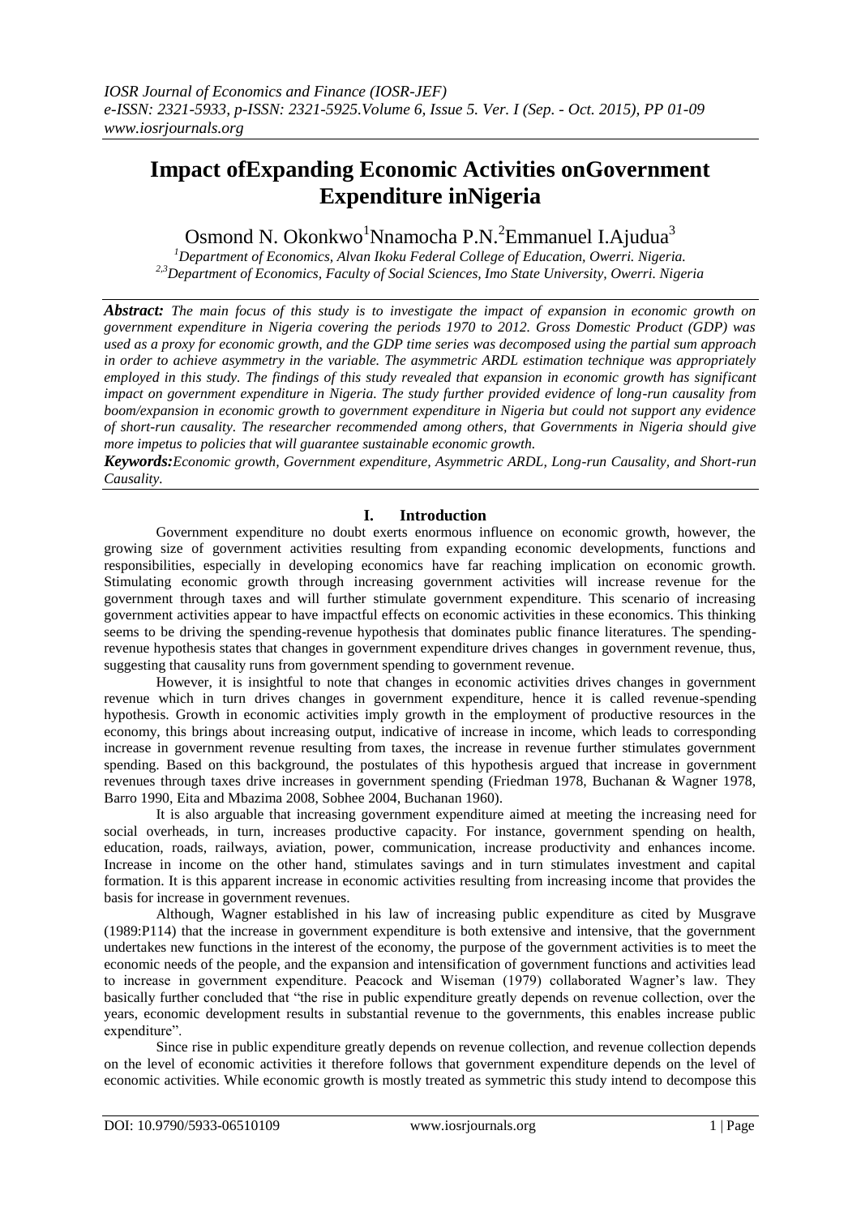# Impact of Expanding Economic Activities on Government Expenditure in Nigeria

Osmond N. Okonkwo[1] Nnamocha P.N.[2] Emmanuel I.Ajudua[3]

[1]Department of Economics, Alvan Ikoku Federal College of Education, Owerri. Nigeria.
[2,3]Department of Economics, Faculty of Social Sciences, Imo State University, Owerri. Nigeria

***Abstract:*** *The main focus of this study is to investigate the impact of expansion in economic growth on government expenditure in Nigeria covering the periods 1970 to 2012. Gross Domestic Product (GDP) was used as a proxy for economic growth, and the GDP time series was decomposed using the partial sum approach in order to achieve asymmetry in the variable. The asymmetric ARDL estimation technique was appropriately employed in this study. The findings of this study revealed that expansion in economic growth has significant impact on government expenditure in Nigeria. The study further provided evidence of long-run causality from boom/expansion in economic growth to government expenditure in Nigeria but could not support any evidence of short-run causality. The researcher recommended among others, that Governments in Nigeria should give more impetus to policies that will guarantee sustainable economic growth.*

***Keywords:*** *Economic growth, Government expenditure, Asymmetric ARDL, Long-run Causality, and Short-run Causality.*

## I. Introduction

Government expenditure no doubt exerts enormous influence on economic growth, however, the growing size of government activities resulting from expanding economic developments, functions and responsibilities, especially in developing economics have far reaching implication on economic growth. Stimulating economic growth through increasing government activities will increase revenue for the government through taxes and will further stimulate government expenditure. This scenario of increasing government activities appear to have impactful effects on economic activities in these economics. This thinking seems to be driving the spending-revenue hypothesis that dominates public finance literatures. The spending-revenue hypothesis states that changes in government expenditure drives changes in government revenue, thus, suggesting that causality runs from government spending to government revenue.

However, it is insightful to note that changes in economic activities drives changes in government revenue which in turn drives changes in government expenditure, hence it is called revenue-spending hypothesis. Growth in economic activities imply growth in the employment of productive resources in the economy, this brings about increasing output, indicative of increase in income, which leads to corresponding increase in government revenue resulting from taxes, the increase in revenue further stimulates government spending. Based on this background, the postulates of this hypothesis argued that increase in government revenues through taxes drive increases in government spending (Friedman 1978, Buchanan & Wagner 1978, Barro 1990, Eita and Mbazima 2008, Sobhee 2004, Buchanan 1960).

It is also arguable that increasing government expenditure aimed at meeting the increasing need for social overheads, in turn, increases productive capacity. For instance, government spending on health, education, roads, railways, aviation, power, communication, increase productivity and enhances income. Increase in income on the other hand, stimulates savings and in turn stimulates investment and capital formation. It is this apparent increase in economic activities resulting from increasing income that provides the basis for increase in government revenues.

Although, Wagner established in his law of increasing public expenditure as cited by Musgrave (1989:P114) that the increase in government expenditure is both extensive and intensive, that the government undertakes new functions in the interest of the economy, the purpose of the government activities is to meet the economic needs of the people, and the expansion and intensification of government functions and activities lead to increase in government expenditure. Peacock and Wiseman (1979) collaborated Wagner's law. They basically further concluded that "the rise in public expenditure greatly depends on revenue collection, over the years, economic development results in substantial revenue to the governments, this enables increase public expenditure".

Since rise in public expenditure greatly depends on revenue collection, and revenue collection depends on the level of economic activities it therefore follows that government expenditure depends on the level of economic activities. While economic growth is mostly treated as symmetric this study intend to decompose this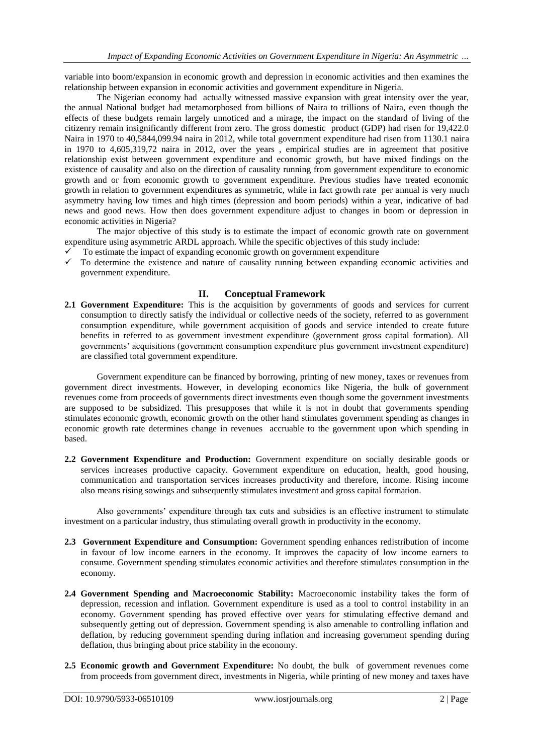variable into boom/expansion in economic growth and depression in economic activities and then examines the relationship between expansion in economic activities and government expenditure in Nigeria.

The Nigerian economy had actually witnessed massive expansion with great intensity over the year, the annual National budget had metamorphosed from billions of Naira to trillions of Naira, even though the effects of these budgets remain largely unnoticed and a mirage, the impact on the standard of living of the citizenry remain insignificantly different from zero. The gross domestic product (GDP) had risen for 19,422.0 Naira in 1970 to 40,5844,099.94 naira in 2012, while total government expenditure had risen from 1130.1 naira in 1970 to 4,605,319,72 naira in 2012, over the years , empirical studies are in agreement that positive relationship exist between government expenditure and economic growth, but have mixed findings on the existence of causality and also on the direction of causality running from government expenditure to economic growth and or from economic growth to government expenditure. Previous studies have treated economic growth in relation to government expenditures as symmetric, while in fact growth rate per annual is very much asymmetry having low times and high times (depression and boom periods) within a year, indicative of bad news and good news. How then does government expenditure adjust to changes in boom or depression in economic activities in Nigeria?

The major objective of this study is to estimate the impact of economic growth rate on government expenditure using asymmetric ARDL approach. While the specific objectives of this study include:

- ✓ To estimate the impact of expanding economic growth on government expenditure
- ✓ To determine the existence and nature of causality running between expanding economic activities and government expenditure.

## II. Conceptual Framework

**2.1 Government Expenditure:** This is the acquisition by governments of goods and services for current consumption to directly satisfy the individual or collective needs of the society, referred to as government consumption expenditure, while government acquisition of goods and service intended to create future benefits in referred to as government investment expenditure (government gross capital formation). All governments' acquisitions (government consumption expenditure plus government investment expenditure) are classified total government expenditure.

Government expenditure can be financed by borrowing, printing of new money, taxes or revenues from government direct investments. However, in developing economics like Nigeria, the bulk of government revenues come from proceeds of governments direct investments even though some the government investments are supposed to be subsidized. This presupposes that while it is not in doubt that governments spending stimulates economic growth, economic growth on the other hand stimulates government spending as changes in economic growth rate determines change in revenues accruable to the government upon which spending in based.

**2.2 Government Expenditure and Production:** Government expenditure on socially desirable goods or services increases productive capacity. Government expenditure on education, health, good housing, communication and transportation services increases productivity and therefore, income. Rising income also means rising sowings and subsequently stimulates investment and gross capital formation.

Also governments' expenditure through tax cuts and subsidies is an effective instrument to stimulate investment on a particular industry, thus stimulating overall growth in productivity in the economy.

**2.3 Government Expenditure and Consumption:** Government spending enhances redistribution of income in favour of low income earners in the economy. It improves the capacity of low income earners to consume. Government spending stimulates economic activities and therefore stimulates consumption in the economy.

**2.4 Government Spending and Macroeconomic Stability:** Macroeconomic instability takes the form of depression, recession and inflation. Government expenditure is used as a tool to control instability in an economy. Government spending has proved effective over years for stimulating effective demand and subsequently getting out of depression. Government spending is also amenable to controlling inflation and deflation, by reducing government spending during inflation and increasing government spending during deflation, thus bringing about price stability in the economy.

**2.5 Economic growth and Government Expenditure:** No doubt, the bulk of government revenues come from proceeds from government direct, investments in Nigeria, while printing of new money and taxes have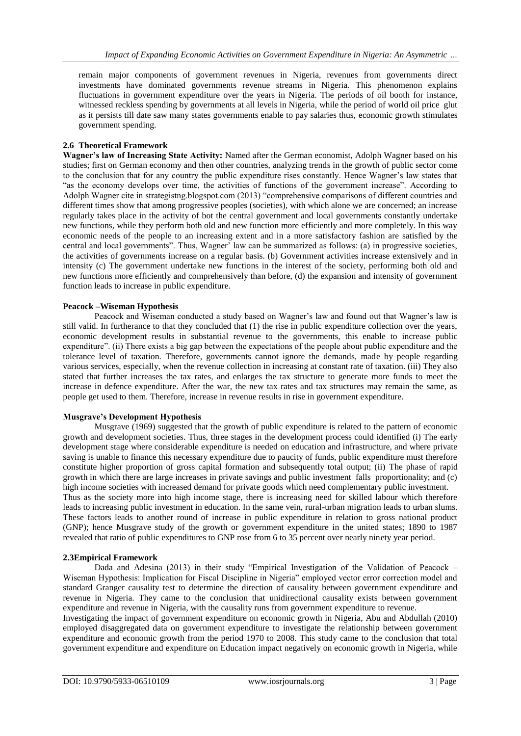remain major components of government revenues in Nigeria, revenues from governments direct investments have dominated governments revenue streams in Nigeria. This phenomenon explains fluctuations in government expenditure over the years in Nigeria. The periods of oil booth for instance, witnessed reckless spending by governments at all levels in Nigeria, while the period of world oil price glut as it persists till date saw many states governments enable to pay salaries thus, economic growth stimulates government spending.

### 2.6 Theoretical Framework

**Wagner's law of Increasing State Activity:** Named after the German economist, Adolph Wagner based on his studies; first on German economy and then other countries, analyzing trends in the growth of public sector come to the conclusion that for any country the public expenditure rises constantly. Hence Wagner's law states that "as the economy develops over time, the activities of functions of the government increase". According to Adolph Wagner cite in strategistng.blogspot.com (2013) "comprehensive comparisons of different countries and different times show that among progressive peoples (societies), with which alone we are concerned; an increase regularly takes place in the activity of bot the central government and local governments constantly undertake new functions, while they perform both old and new function more efficiently and more completely. In this way economic needs of the people to an increasing extent and in a more satisfactory fashion are satisfied by the central and local governments". Thus, Wagner' law can be summarized as follows: (a) in progressive societies, the activities of governments increase on a regular basis. (b) Government activities increase extensively and in intensity (c) The government undertake new functions in the interest of the society, performing both old and new functions more efficiently and comprehensively than before, (d) the expansion and intensity of government function leads to increase in public expenditure.

**Peacock –Wiseman Hypothesis**

Peacock and Wiseman conducted a study based on Wagner's law and found out that Wagner's law is still valid. In furtherance to that they concluded that (1) the rise in public expenditure collection over the years, economic development results in substantial revenue to the governments, this enable to increase public expenditure". (ii) There exists a big gap between the expectations of the people about public expenditure and the tolerance level of taxation. Therefore, governments cannot ignore the demands, made by people regarding various services, especially, when the revenue collection in increasing at constant rate of taxation. (iii) They also stated that further increases the tax rates, and enlarges the tax structure to generate more funds to meet the increase in defence expenditure. After the war, the new tax rates and tax structures may remain the same, as people get used to them. Therefore, increase in revenue results in rise in government expenditure.

**Musgrave's Development Hypothesis**

Musgrave (1969) suggested that the growth of public expenditure is related to the pattern of economic growth and development societies. Thus, three stages in the development process could identified (i) The early development stage where considerable expenditure is needed on education and infrastructure, and where private saving is unable to finance this necessary expenditure due to paucity of funds, public expenditure must therefore constitute higher proportion of gross capital formation and subsequently total output; (ii) The phase of rapid growth in which there are large increases in private savings and public investment falls proportionality; and (c) high income societies with increased demand for private goods which need complementary public investment. Thus as the society more into high income stage, there is increasing need for skilled labour which therefore leads to increasing public investment in education. In the same vein, rural-urban migration leads to urban slums. These factors leads to another round of increase in public expenditure in relation to gross national product (GNP); hence Musgrave study of the growth or government expenditure in the united states; 1890 to 1987 revealed that ratio of public expenditures to GNP rose from 6 to 35 percent over nearly ninety year period.

### 2.3Empirical Framework

Dada and Adesina (2013) in their study "Empirical Investigation of the Validation of Peacock – Wiseman Hypothesis: Implication for Fiscal Discipline in Nigeria" employed vector error correction model and standard Granger causality test to determine the direction of causality between government expenditure and revenue in Nigeria. They came to the conclusion that unidirectional causality exists between government expenditure and revenue in Nigeria, with the causality runs from government expenditure to revenue.

Investigating the impact of government expenditure on economic growth in Nigeria, Abu and Abdullah (2010) employed disaggregated data on government expenditure to investigate the relationship between government expenditure and economic growth from the period 1970 to 2008. This study came to the conclusion that total government expenditure and expenditure on Education impact negatively on economic growth in Nigeria, while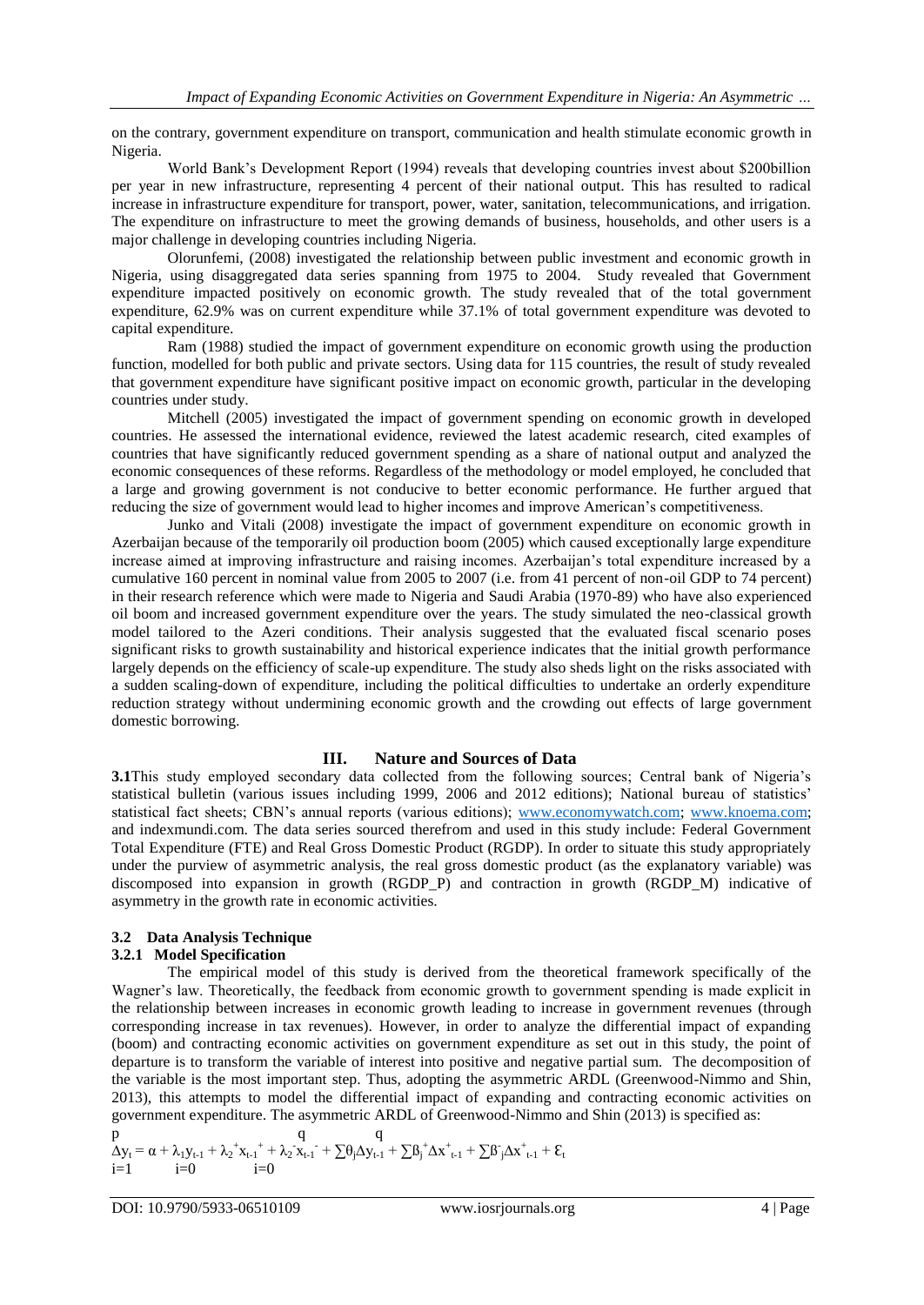on the contrary, government expenditure on transport, communication and health stimulate economic growth in Nigeria.

World Bank's Development Report (1994) reveals that developing countries invest about \$200billion per year in new infrastructure, representing 4 percent of their national output. This has resulted to radical increase in infrastructure expenditure for transport, power, water, sanitation, telecommunications, and irrigation. The expenditure on infrastructure to meet the growing demands of business, households, and other users is a major challenge in developing countries including Nigeria.

Olorunfemi, (2008) investigated the relationship between public investment and economic growth in Nigeria, using disaggregated data series spanning from 1975 to 2004. Study revealed that Government expenditure impacted positively on economic growth. The study revealed that of the total government expenditure, 62.9% was on current expenditure while 37.1% of total government expenditure was devoted to capital expenditure.

Ram (1988) studied the impact of government expenditure on economic growth using the production function, modelled for both public and private sectors. Using data for 115 countries, the result of study revealed that government expenditure have significant positive impact on economic growth, particular in the developing countries under study.

Mitchell (2005) investigated the impact of government spending on economic growth in developed countries. He assessed the international evidence, reviewed the latest academic research, cited examples of countries that have significantly reduced government spending as a share of national output and analyzed the economic consequences of these reforms. Regardless of the methodology or model employed, he concluded that a large and growing government is not conducive to better economic performance. He further argued that reducing the size of government would lead to higher incomes and improve American's competitiveness.

Junko and Vitali (2008) investigate the impact of government expenditure on economic growth in Azerbaijan because of the temporarily oil production boom (2005) which caused exceptionally large expenditure increase aimed at improving infrastructure and raising incomes. Azerbaijan's total expenditure increased by a cumulative 160 percent in nominal value from 2005 to 2007 (i.e. from 41 percent of non-oil GDP to 74 percent) in their research reference which were made to Nigeria and Saudi Arabia (1970-89) who have also experienced oil boom and increased government expenditure over the years. The study simulated the neo-classical growth model tailored to the Azeri conditions. Their analysis suggested that the evaluated fiscal scenario poses significant risks to growth sustainability and historical experience indicates that the initial growth performance largely depends on the efficiency of scale-up expenditure. The study also sheds light on the risks associated with a sudden scaling-down of expenditure, including the political difficulties to undertake an orderly expenditure reduction strategy without undermining economic growth and the crowding out effects of large government domestic borrowing.

## III. Nature and Sources of Data

**3.1** This study employed secondary data collected from the following sources; Central bank of Nigeria's statistical bulletin (various issues including 1999, 2006 and 2012 editions); National bureau of statistics' statistical fact sheets; CBN's annual reports (various editions); www.economywatch.com; www.knoema.com; and indexmundi.com. The data series sourced therefrom and used in this study include: Federal Government Total Expenditure (FTE) and Real Gross Domestic Product (RGDP). In order to situate this study appropriately under the purview of asymmetric analysis, the real gross domestic product (as the explanatory variable) was discomposed into expansion in growth (RGDP_P) and contraction in growth (RGDP_M) indicative of asymmetry in the growth rate in economic activities.

### 3.2 Data Analysis Technique

#### 3.2.1 Model Specification

The empirical model of this study is derived from the theoretical framework specifically of the Wagner's law. Theoretically, the feedback from economic growth to government spending is made explicit in the relationship between increases in economic growth leading to increase in government revenues (through corresponding increase in tax revenues). However, in order to analyze the differential impact of expanding (boom) and contracting economic activities on government expenditure as set out in this study, the point of departure is to transform the variable of interest into positive and negative partial sum. The decomposition of the variable is the most important step. Thus, adopting the asymmetric ARDL (Greenwood-Nimmo and Shin, 2013), this attempts to model the differential impact of expanding and contracting economic activities on government expenditure. The asymmetric ARDL of Greenwood-Nimmo and Shin (2013) is specified as:

$$\Delta y_t = \alpha + \lambda_1 y_{t-1} + \lambda_2^+ x_{t-1}^+ + \lambda_2^- x_{t-1}^- + \sum_{i=1}^{p}\theta_j \Delta y_{t-1} + \sum_{i=0}^{q}\beta_j^+ \Delta x_{t-1}^+ + \sum_{i=0}^{q}\beta_j^- \Delta x_{t-1}^+ + \varepsilon_t$$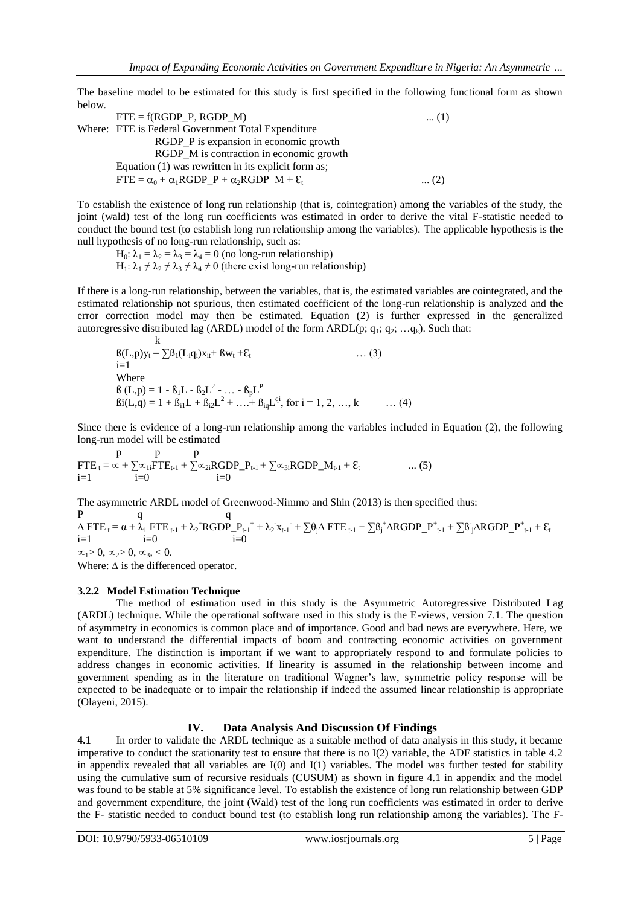The baseline model to be estimated for this study is first specified in the following functional form as shown below.

$$FTE = f(RGDP\_P, RGDP\_M) \quad \ldots (1)$$

Where: FTE is Federal Government Total Expenditure

RGDP_P is expansion in economic growth

RGDP_M is contraction in economic growth

Equation (1) was rewritten in its explicit form as;

$$FTE = \alpha_0 + \alpha_1 RGDP\_P + \alpha_2 RGDP\_M + \mathcal{E}_t \quad \ldots (2)$$

To establish the existence of long run relationship (that is, cointegration) among the variables of the study, the joint (wald) test of the long run coefficients was estimated in order to derive the vital F-statistic needed to conduct the bound test (to establish long run relationship among the variables). The applicable hypothesis is the null hypothesis of no long-run relationship, such as:

$H_0$: $\lambda_1 = \lambda_2 = \lambda_3 = \lambda_4 = 0$ (no long-run relationship)

$H_1$: $\lambda_1 \neq \lambda_2 \neq \lambda_3 \neq \lambda_4 \neq 0$ (there exist long-run relationship)

If there is a long-run relationship, between the variables, that is, the estimated variables are cointegrated, and the estimated relationship not spurious, then estimated coefficient of the long-run relationship is analyzed and the error correction model may then be estimated. Equation (2) is further expressed in the generalized autoregressive distributed lag (ARDL) model of the form ARDL($p$; $q_1$; $q_2$; …$q_k$). Such that:

$$ß(L,p)y_t = \sum_{i=1}^{k} ß_1(L_i q_i)x_{it} + ßw_t + \mathcal{E}_t \quad \ldots (3)$$

Where

$$ß(L,p) = 1 - ß_1 L - ß_2 L^2 - \ldots - ß_p L^P$$

$$ßi(L,q) = 1 + ß_{i1} L + ß_{i2} L^2 + \ldots + ß_{iq} L^{qi}, \text{ for } i = 1, 2, \ldots, k \quad \ldots (4)$$

Since there is evidence of a long-run relationship among the variables included in Equation (2), the following long-run model will be estimated

$$FTE_t = \propto + \sum_{i=1}^{p} \propto_{1i} FTE_{t-1} + \sum_{i=0}^{p} \propto_{2i} RGDP\_P_{t-1} + \sum_{i=0}^{p} \propto_{3i} RGDP\_M_{t-1} + \mathcal{E}_t \quad \ldots (5)$$

The asymmetric ARDL model of Greenwood-Nimmo and Shin (2013) is then specified thus:

$$\Delta FTE_t = \alpha + \lambda_1 FTE_{t-1} + \lambda_2^{+} RGDP\_P_{t-1}^{+} + \lambda_2^{-} x_{t-1}^{-} + \sum_{i=1}^{P} \theta_j \Delta FTE_{t-1} + \sum_{i=0}^{q} ß_j^{+} \Delta RGDP\_P_{t-1}^{+} + \sum_{i=0}^{q} ß_j^{-} \Delta RGDP\_P_{t-1}^{+} + \mathcal{E}_t$$

$\propto_1 > 0$, $\propto_2 > 0$, $\propto_3 < 0$.

Where: $\Delta$ is the differenced operator.

### 3.2.2 Model Estimation Technique

The method of estimation used in this study is the Asymmetric Autoregressive Distributed Lag (ARDL) technique. While the operational software used in this study is the E-views, version 7.1. The question of asymmetry in economics is common place and of importance. Good and bad news are everywhere. Here, we want to understand the differential impacts of boom and contracting economic activities on government expenditure. The distinction is important if we want to appropriately respond to and formulate policies to address changes in economic activities. If linearity is assumed in the relationship between income and government spending as in the literature on traditional Wagner's law, symmetric policy response will be expected to be inadequate or to impair the relationship if indeed the assumed linear relationship is appropriate (Olayeni, 2015).

## IV. Data Analysis And Discussion Of Findings

**4.1** In order to validate the ARDL technique as a suitable method of data analysis in this study, it became imperative to conduct the stationarity test to ensure that there is no I(2) variable, the ADF statistics in table 4.2 in appendix revealed that all variables are I(0) and I(1) variables. The model was further tested for stability using the cumulative sum of recursive residuals (CUSUM) as shown in figure 4.1 in appendix and the model was found to be stable at 5% significance level. To establish the existence of long run relationship between GDP and government expenditure, the joint (Wald) test of the long run coefficients was estimated in order to derive the F- statistic needed to conduct bound test (to establish long run relationship among the variables). The F-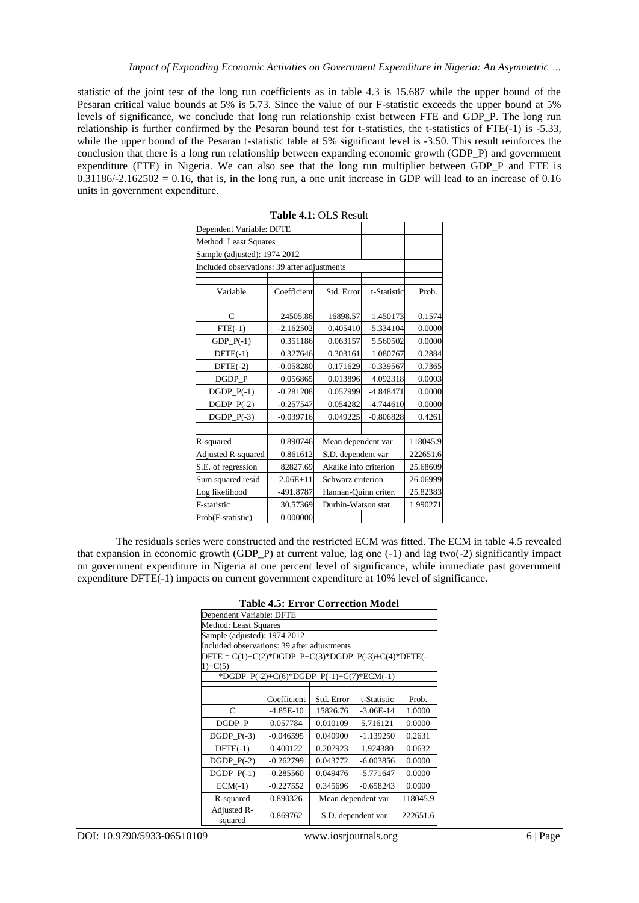statistic of the joint test of the long run coefficients as in table 4.3 is 15.687 while the upper bound of the Pesaran critical value bounds at 5% is 5.73. Since the value of our F-statistic exceeds the upper bound at 5% levels of significance, we conclude that long run relationship exist between FTE and GDP_P. The long run relationship is further confirmed by the Pesaran bound test for t-statistics, the t-statistics of FTE(-1) is -5.33, while the upper bound of the Pesaran t-statistic table at 5% significant level is -3.50. This result reinforces the conclusion that there is a long run relationship between expanding economic growth (GDP_P) and government expenditure (FTE) in Nigeria. We can also see that the long run multiplier between GDP_P and FTE is $0.31186/-2.162502 = 0.16$, that is, in the long run, a one unit increase in GDP will lead to an increase of 0.16 units in government expenditure.

**Table 4.1**: OLS Result

| Dependent Variable: DFTE | | | | |
|---|---|---|---|---|
| Method: Least Squares | | | | |
| Sample (adjusted): 1974 2012 | | | | |
| Included observations: 39 after adjustments | | | | |
| Variable | Coefficient | Std. Error | t-Statistic | Prob. |
| C | 24505.86 | 16898.57 | 1.450173 | 0.1574 |
| FTE(-1) | -2.162502 | 0.405410 | -5.334104 | 0.0000 |
| GDP_P(-1) | 0.351186 | 0.063157 | 5.560502 | 0.0000 |
| DFTE(-1) | 0.327646 | 0.303161 | 1.080767 | 0.2884 |
| DFTE(-2) | -0.058280 | 0.171629 | -0.339567 | 0.7365 |
| DGDP_P | 0.056865 | 0.013896 | 4.092318 | 0.0003 |
| DGDP_P(-1) | -0.281208 | 0.057999 | -4.848471 | 0.0000 |
| DGDP_P(-2) | -0.257547 | 0.054282 | -4.744610 | 0.0000 |
| DGDP_P(-3) | -0.039716 | 0.049225 | -0.806828 | 0.4261 |
| R-squared | 0.890746 | Mean dependent var | | 118045.9 |
| Adjusted R-squared | 0.861612 | S.D. dependent var | | 222651.6 |
| S.E. of regression | 82827.69 | Akaike info criterion | | 25.68609 |
| Sum squared resid | 2.06E+11 | Schwarz criterion | | 26.06999 |
| Log likelihood | -491.8787 | Hannan-Quinn criter. | | 25.82383 |
| F-statistic | 30.57369 | Durbin-Watson stat | | 1.990271 |
| Prob(F-statistic) | 0.000000 | | | |

The residuals series were constructed and the restricted ECM was fitted. The ECM in table 4.5 revealed that expansion in economic growth (GDP_P) at current value, lag one (-1) and lag two(-2) significantly impact on government expenditure in Nigeria at one percent level of significance, while immediate past government expenditure DFTE(-1) impacts on current government expenditure at 10% level of significance.

**Table 4.5: Error Correction Model**

| Dependent Variable: DFTE | | | | |
|---|---|---|---|---|
| Method: Least Squares | | | | |
| Sample (adjusted): 1974 2012 | | | | |
| Included observations: 39 after adjustments | | | | |
| DFTE = C(1)+C(2)\*DGDP_P+C(3)\*DGDP_P(-3)+C(4)\*DFTE(-1)+C(5) \*DGDP_P(-2)+C(6)\*DGDP_P(-1)+C(7)\*ECM(-1) | | | | |
| | Coefficient | Std. Error | t-Statistic | Prob. |
| C | -4.85E-10 | 15826.76 | -3.06E-14 | 1.0000 |
| DGDP_P | 0.057784 | 0.010109 | 5.716121 | 0.0000 |
| DGDP_P(-3) | -0.046595 | 0.040900 | -1.139250 | 0.2631 |
| DFTE(-1) | 0.400122 | 0.207923 | 1.924380 | 0.0632 |
| DGDP_P(-2) | -0.262799 | 0.043772 | -6.003856 | 0.0000 |
| DGDP_P(-1) | -0.285560 | 0.049476 | -5.771647 | 0.0000 |
| ECM(-1) | -0.227552 | 0.345696 | -0.658243 | 0.0000 |
| R-squared | 0.890326 | Mean dependent var | | 118045.9 |
| Adjusted R-squared | 0.869762 | S.D. dependent var | | 222651.6 |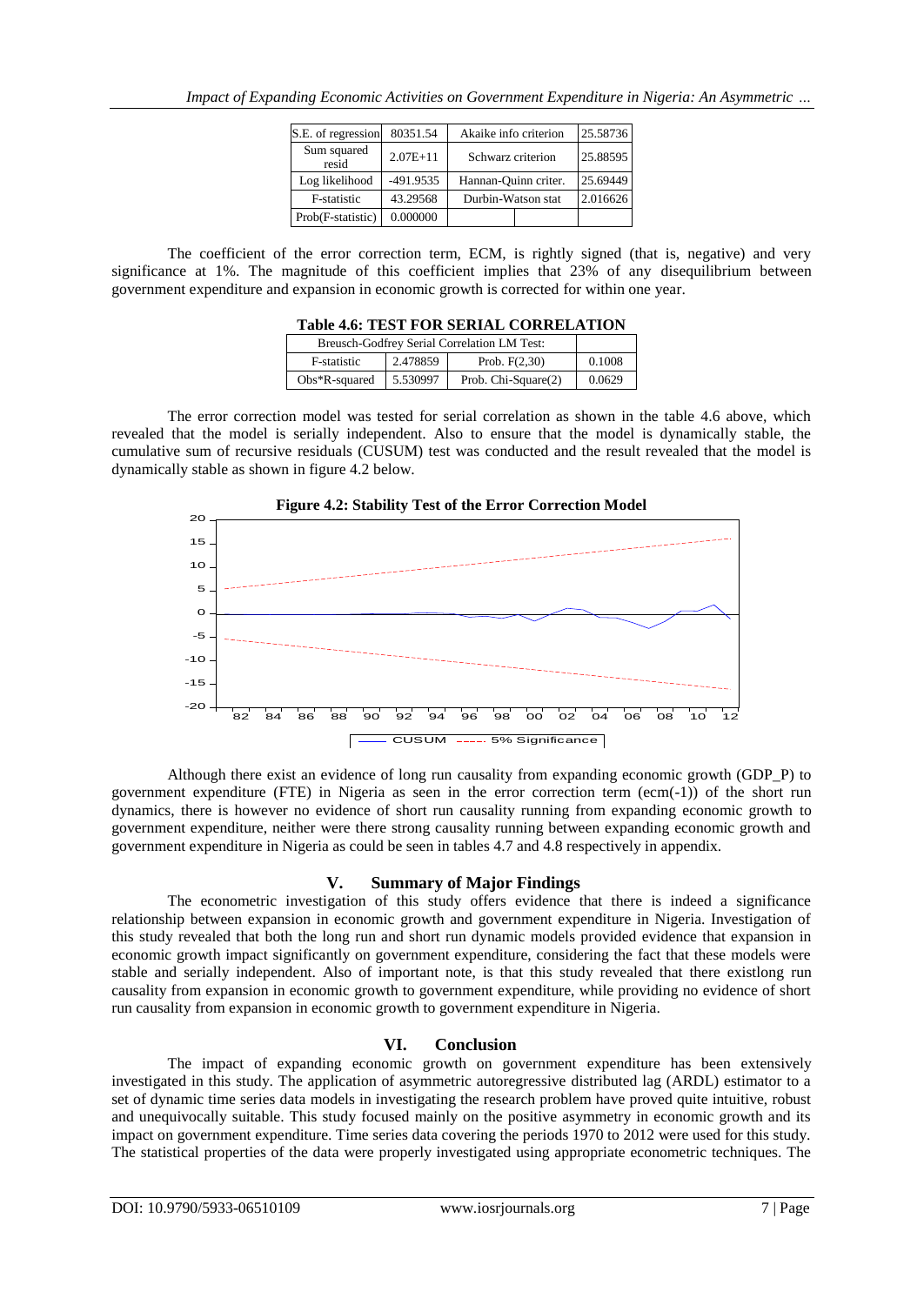| S.E. of regression | 80351.54 | Akaike info criterion | 25.58736 |
|---|---|---|---|
| Sum squared resid | 2.07E+11 | Schwarz criterion | 25.88595 |
| Log likelihood | -491.9535 | Hannan-Quinn criter. | 25.69449 |
| F-statistic | 43.29568 | Durbin-Watson stat | 2.016626 |
| Prob(F-statistic) | 0.000000 | | |

The coefficient of the error correction term, ECM, is rightly signed (that is, negative) and very significance at 1%. The magnitude of this coefficient implies that 23% of any disequilibrium between government expenditure and expansion in economic growth is corrected for within one year.

**Table 4.6: TEST FOR SERIAL CORRELATION**

| Breusch-Godfrey Serial Correlation LM Test: | | | |
|---|---|---|---|
| F-statistic | 2.478859 | Prob. F(2,30) | 0.1008 |
| Obs*R-squared | 5.530997 | Prob. Chi-Square(2) | 0.0629 |

The error correction model was tested for serial correlation as shown in the table 4.6 above, which revealed that the model is serially independent. Also to ensure that the model is dynamically stable, the cumulative sum of recursive residuals (CUSUM) test was conducted and the result revealed that the model is dynamically stable as shown in figure 4.2 below.

**Figure 4.2: Stability Test of the Error Correction Model**

Although there exist an evidence of long run causality from expanding economic growth (GDP_P) to government expenditure (FTE) in Nigeria as seen in the error correction term (ecm(-1)) of the short run dynamics, there is however no evidence of short run causality running from expanding economic growth to government expenditure, neither were there strong causality running between expanding economic growth and government expenditure in Nigeria as could be seen in tables 4.7 and 4.8 respectively in appendix.

## V. Summary of Major Findings

The econometric investigation of this study offers evidence that there is indeed a significance relationship between expansion in economic growth and government expenditure in Nigeria. Investigation of this study revealed that both the long run and short run dynamic models provided evidence that expansion in economic growth impact significantly on government expenditure, considering the fact that these models were stable and serially independent. Also of important note, is that this study revealed that there existlong run causality from expansion in economic growth to government expenditure, while providing no evidence of short run causality from expansion in economic growth to government expenditure in Nigeria.

## VI. Conclusion

The impact of expanding economic growth on government expenditure has been extensively investigated in this study. The application of asymmetric autoregressive distributed lag (ARDL) estimator to a set of dynamic time series data models in investigating the research problem have proved quite intuitive, robust and unequivocally suitable. This study focused mainly on the positive asymmetry in economic growth and its impact on government expenditure. Time series data covering the periods 1970 to 2012 were used for this study. The statistical properties of the data were properly investigated using appropriate econometric techniques. The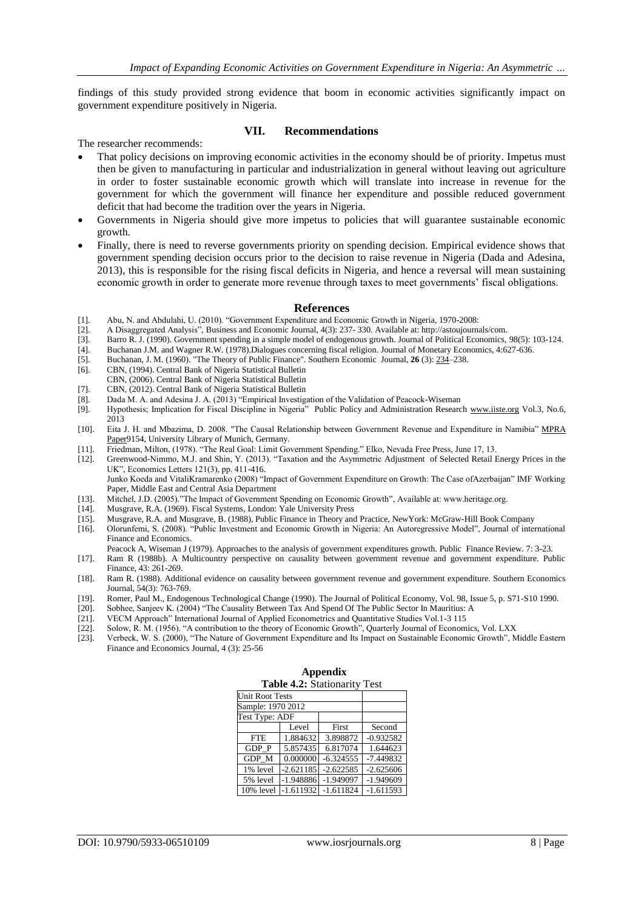findings of this study provided strong evidence that boom in economic activities significantly impact on government expenditure positively in Nigeria.

## VII. Recommendations

The researcher recommends:

- That policy decisions on improving economic activities in the economy should be of priority. Impetus must then be given to manufacturing in particular and industrialization in general without leaving out agriculture in order to foster sustainable economic growth which will translate into increase in revenue for the government for which the government will finance her expenditure and possible reduced government deficit that had become the tradition over the years in Nigeria.
- Governments in Nigeria should give more impetus to policies that will guarantee sustainable economic growth.
- Finally, there is need to reverse governments priority on spending decision. Empirical evidence shows that government spending decision occurs prior to the decision to raise revenue in Nigeria (Dada and Adesina, 2013), this is responsible for the rising fiscal deficits in Nigeria, and hence a reversal will mean sustaining economic growth in order to generate more revenue through taxes to meet governments' fiscal obligations.

## References

[1]. Abu, N. and Abdulahi, U. (2010). "Government Expenditure and Economic Growth in Nigeria, 1970-2008:
[2]. A Disaggregated Analysis", Business and Economic Journal, 4(3): 237- 330. Available at: http://astoujournals/com.
[3]. Barro R. J. (1990). Government spending in a simple model of endogenous growth. Journal of Political Economics, 98(5): 103-124.
[4]. Buchanan J.M. and Wagner R.W. (1978).Dialogues concerning fiscal religion. Journal of Monetary Economics, 4:627-636.
[5]. Buchanan, J. M. (1960). "The Theory of Public Finance". Southern Economic Journal, **26** (3): 234–238.
[6]. CBN, (1994). Central Bank of Nigeria Statistical Bulletin
CBN, (2006). Central Bank of Nigeria Statistical Bulletin
[7]. CBN, (2012). Central Bank of Nigeria Statistical Bulletin
[8]. Dada M. A. and Adesina J. A. (2013) "Empirical Investigation of the Validation of Peacock-Wiseman
[9]. Hypothesis; Implication for Fiscal Discipline in Nigeria" Public Policy and Administration Research www.iiste.org Vol.3, No.6, 2013
[10]. Eita J. H. and Mbazima, D. 2008. "The Causal Relationship between Government Revenue and Expenditure in Namibia" MPRA Paper9154, University Library of Munich, Germany.
[11]. Friedman, Milton, (1978). "The Real Goal: Limit Government Spending." Elko, Nevada Free Press, June 17, 13.
[12]. Greenwood-Nimmo, M.J. and Shin, Y. (2013). "Taxation and the Asymmetric Adjustment of Selected Retail Energy Prices in the UK", Economics Letters 121(3), pp. 411-416.
Junko Koeda and VitaliKramarenko (2008) "Impact of Government Expenditure on Growth: The Case ofAzerbaijan" IMF Working Paper, Middle East and Central Asia Department
[13]. Mitchel, J.D. (2005)."The Impact of Government Spending on Economic Growth", Available at: www.heritage.org.
[14]. Musgrave, R.A. (1969). Fiscal Systems, London: Yale University Press
[15]. Musgrave, R.A. and Musgrave, B. (1988), Public Finance in Theory and Practice, NewYork: McGraw-Hill Book Company
[16]. Olorunfemi, S. (2008). "Public Investment and Economic Growth in Nigeria: An Autoregressive Model", Journal of international Finance and Economics.
Peacock A, Wiseman J (1979). Approaches to the analysis of government expenditures growth. Public Finance Review. 7: 3-23.
[17]. Ram R (1988b). A Multicountry perspective on causality between government revenue and government expenditure. Public Finance, 43: 261-269.
[18]. Ram R. (1988). Additional evidence on causality between government revenue and government expenditure. Southern Economics Journal, 54(3): 763-769.
[19]. Romer, Paul M., Endogenous Technological Change (1990). The Journal of Political Economy, Vol. 98, Issue 5, p. S71-S10 1990.
[20]. Sobhee, Sanjeev K. (2004) "The Causality Between Tax And Spend Of The Public Sector In Mauritius: A
[21]. VECM Approach" International Journal of Applied Econometrics and Quantitative Studies Vol.1-3 115
[22]. Solow, R. M. (1956). "A contribution to the theory of Economic Growth", Quarterly Journal of Economics, Vol. LXX
[23]. Verbeck, W. S. (2000), "The Nature of Government Expenditure and Its Impact on Sustainable Economic Growth", Middle Eastern Finance and Economics Journal, 4 (3): 25-56

## Appendix

**Table 4.2:** Stationarity Test

| Unit Root Tests | | | |
|---|---|---|---|
| Sample: 1970 2012 | | | |
| Test Type: ADF | | | |
| | Level | First | Second |
| FTE | 1.884632 | 3.898872 | -0.932582 |
| GDP_P | 5.857435 | 6.817074 | 1.644623 |
| GDP_M | 0.000000 | -6.324555 | -7.449832 |
| 1% level | -2.621185 | -2.622585 | -2.625606 |
| 5% level | -1.948886 | -1.949097 | -1.949609 |
| 10% level | -1.611932 | -1.611824 | -1.611593 |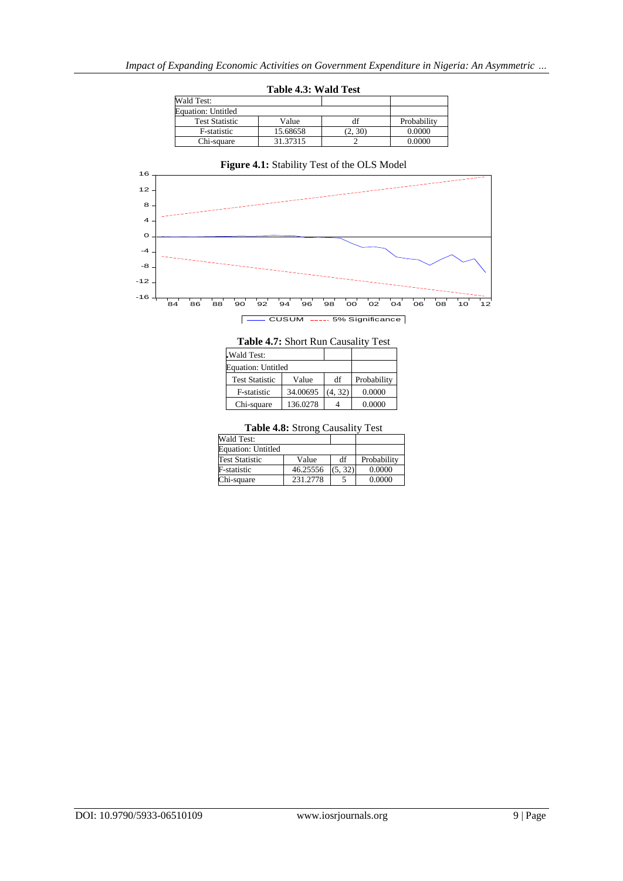**Table 4.3: Wald Test**

| | | | |
|---|---|---|---|
| Wald Test: | | | |
| Equation: Untitled | | | |
| Test Statistic | Value | df | Probability |
| F-statistic | 15.68658 | (2, 30) | 0.0000 |
| Chi-square | 31.37315 | 2 | 0.0000 |

**Figure 4.1:** Stability Test of the OLS Model

16
12
8
4
0
-4
-8
-12
-16

84 86 88 90 92 94 96 98 00 02 04 06 08 10 12

CUSUM ----- 5% Significance

**Table 4.7:** Short Run Causality Test

| | | | |
|---|---|---|---|
| Wald Test: | | | |
| Equation: Untitled | | | |
| Test Statistic | Value | df | Probability |
| F-statistic | 34.00695 | (4, 32) | 0.0000 |
| Chi-square | 136.0278 | 4 | 0.0000 |

**Table 4.8:** Strong Causality Test

| | | | |
|---|---|---|---|
| Wald Test: | | | |
| Equation: Untitled | | | |
| Test Statistic | Value | df | Probability |
| F-statistic | 46.25556 | (5, 32) | 0.0000 |
| Chi-square | 231.2778 | 5 | 0.0000 |